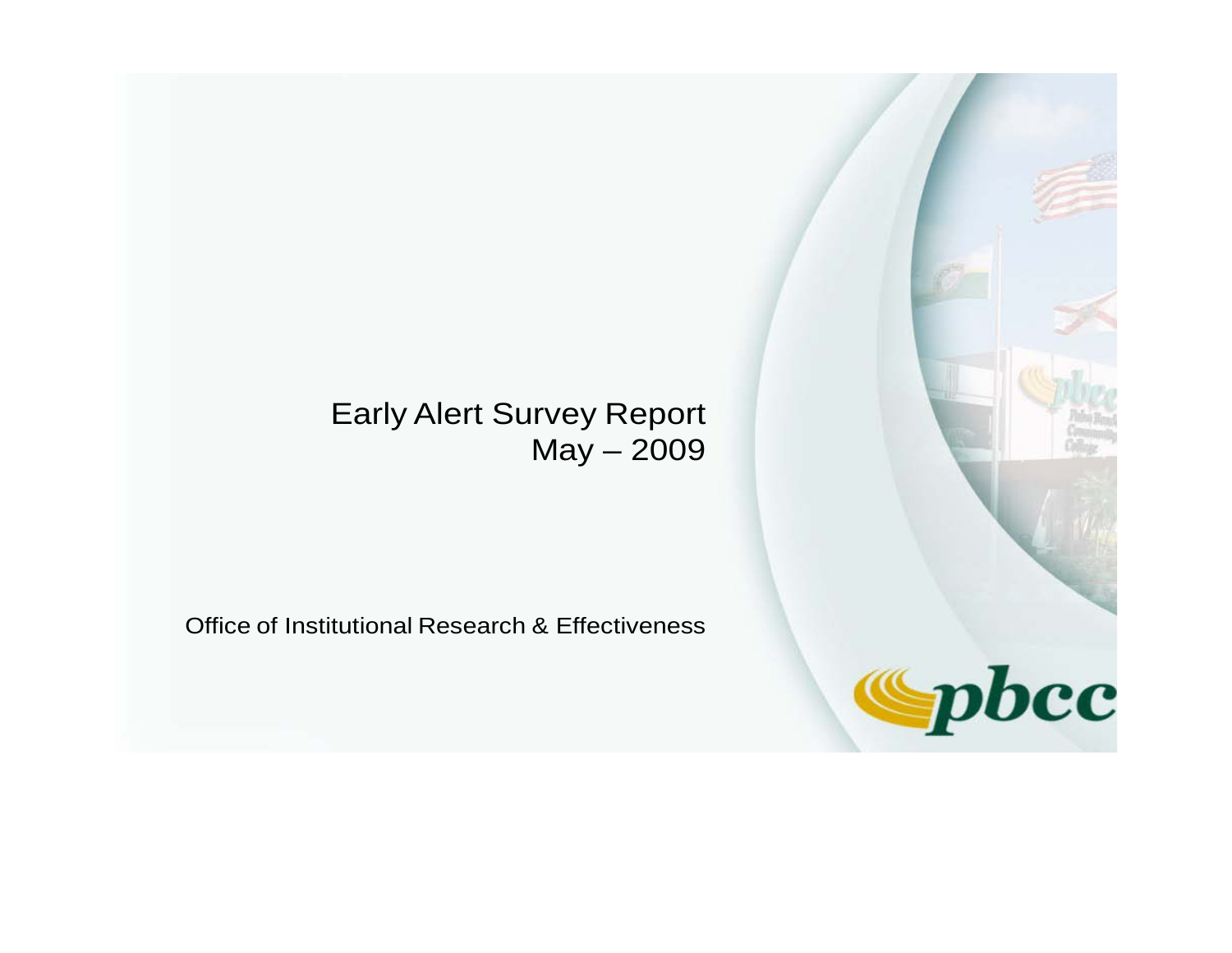# Early Alert Survey Report

May – 2009

Office of Institutional Research & Effectiveness

pbcc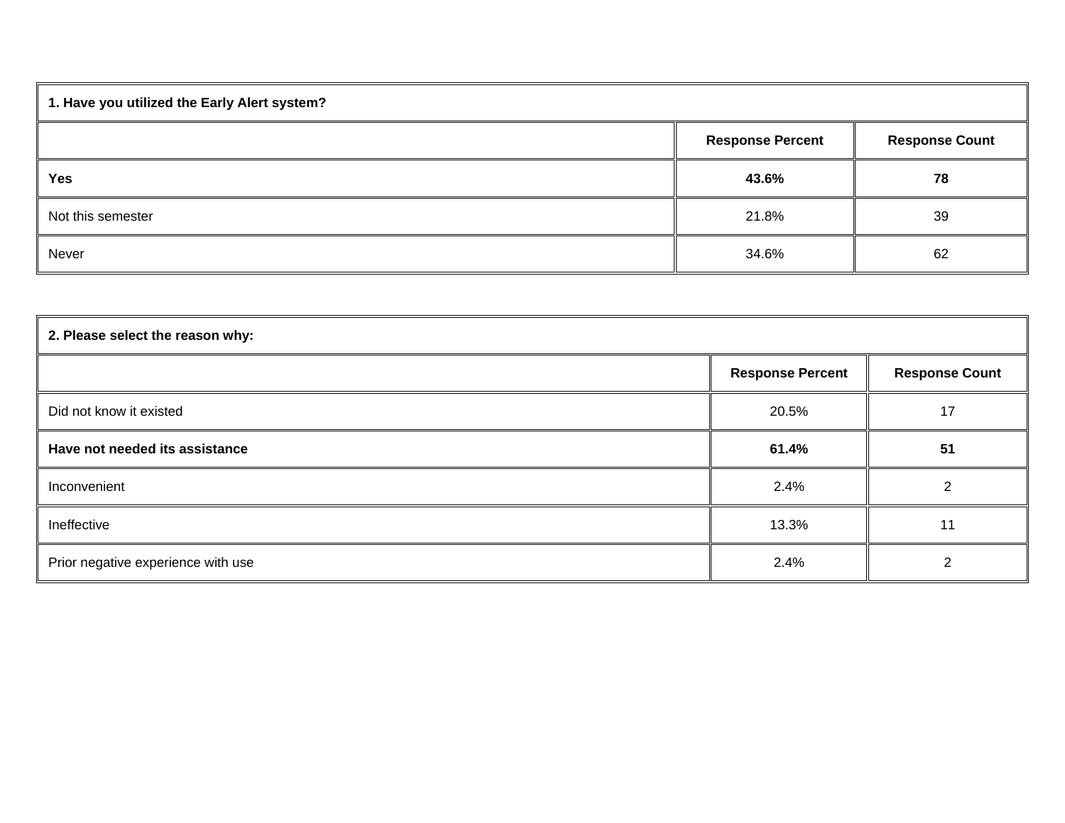| 1. Have you utilized the Early Alert system? | | |
|---|---|---|
| | **Response Percent** | **Response Count** |
| **Yes** | **43.6%** | **78** |
| Not this semester | 21.8% | 39 |
| Never | 34.6% | 62 |

| 2. Please select the reason why: | | |
|---|---|---|
| | **Response Percent** | **Response Count** |
| Did not know it existed | 20.5% | 17 |
| **Have not needed its assistance** | **61.4%** | **51** |
| Inconvenient | 2.4% | 2 |
| Ineffective | 13.3% | 11 |
| Prior negative experience with use | 2.4% | 2 |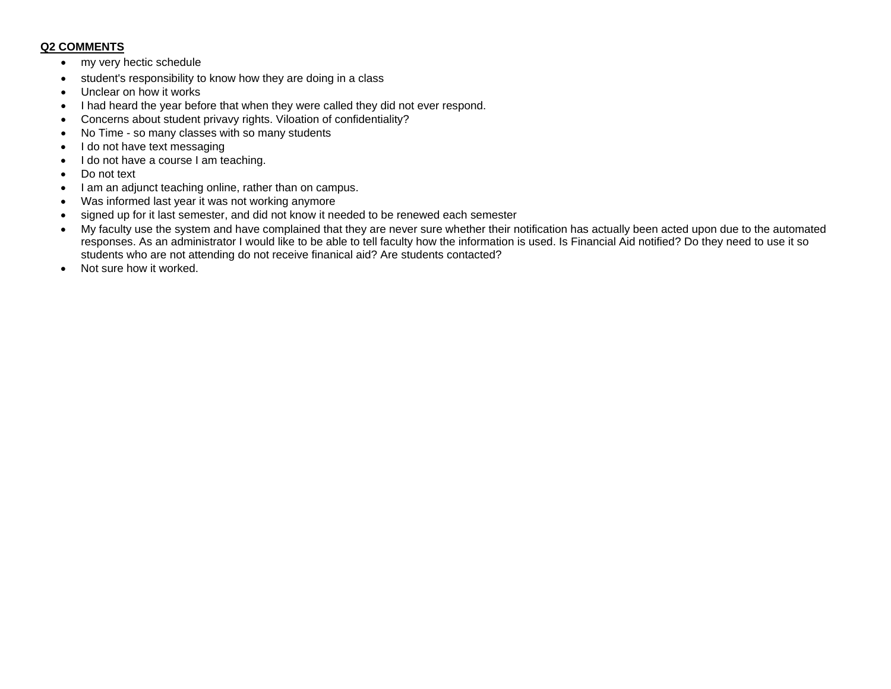**Q2 COMMENTS**

- my very hectic schedule
- student's responsibility to know how they are doing in a class
- Unclear on how it works
- I had heard the year before that when they were called they did not ever respond.
- Concerns about student privavy rights. Viloation of confidentiality?
- No Time - so many classes with so many students
- I do not have text messaging
- I do not have a course I am teaching.
- Do not text
- I am an adjunct teaching online, rather than on campus.
- Was informed last year it was not working anymore
- signed up for it last semester, and did not know it needed to be renewed each semester
- My faculty use the system and have complained that they are never sure whether their notification has actually been acted upon due to the automated responses. As an administrator I would like to be able to tell faculty how the information is used. Is Financial Aid notified? Do they need to use it so students who are not attending do not receive finanical aid? Are students contacted?
- Not sure how it worked.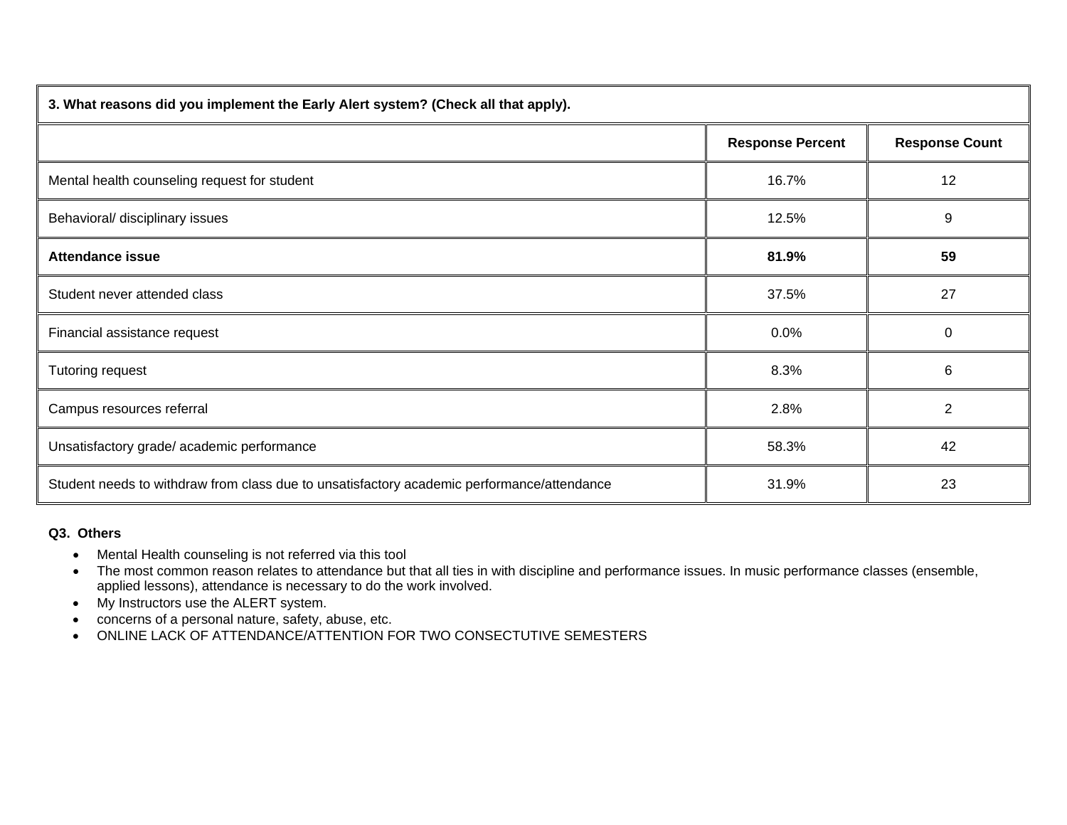| 3. What reasons did you implement the Early Alert system? (Check all that apply). | | |
|---|---|---|
| | **Response Percent** | **Response Count** |
| Mental health counseling request for student | 16.7% | 12 |
| Behavioral/ disciplinary issues | 12.5% | 9 |
| **Attendance issue** | **81.9%** | **59** |
| Student never attended class | 37.5% | 27 |
| Financial assistance request | 0.0% | 0 |
| Tutoring request | 8.3% | 6 |
| Campus resources referral | 2.8% | 2 |
| Unsatisfactory grade/ academic performance | 58.3% | 42 |
| Student needs to withdraw from class due to unsatisfactory academic performance/attendance | 31.9% | 23 |

**Q3. Others**

- Mental Health counseling is not referred via this tool
- The most common reason relates to attendance but that all ties in with discipline and performance issues. In music performance classes (ensemble, applied lessons), attendance is necessary to do the work involved.
- My Instructors use the ALERT system.
- concerns of a personal nature, safety, abuse, etc.
- ONLINE LACK OF ATTENDANCE/ATTENTION FOR TWO CONSECTUTIVE SEMESTERS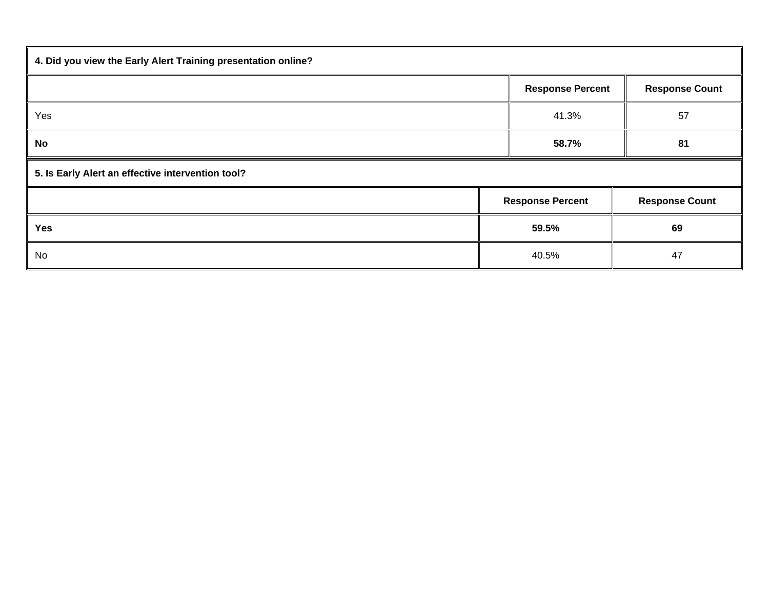| 4. Did you view the Early Alert Training presentation online? | | |
|---|---|---|
| | **Response Percent** | **Response Count** |
| Yes | 41.3% | 57 |
| **No** | **58.7%** | **81** |

| 5. Is Early Alert an effective intervention tool? | | |
|---|---|---|
| | **Response Percent** | **Response Count** |
| **Yes** | **59.5%** | **69** |
| No | 40.5% | 47 |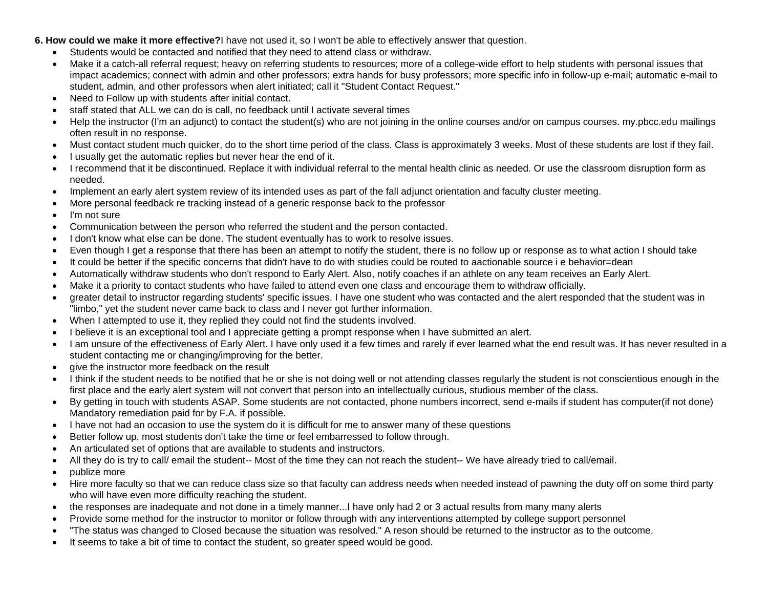**6. How could we make it more effective?** I have not used it, so I won't be able to effectively answer that question.

- Students would be contacted and notified that they need to attend class or withdraw.
- Make it a catch-all referral request; heavy on referring students to resources; more of a college-wide effort to help students with personal issues that impact academics; connect with admin and other professors; extra hands for busy professors; more specific info in follow-up e-mail; automatic e-mail to student, admin, and other professors when alert initiated; call it "Student Contact Request."
- Need to Follow up with students after initial contact.
- staff stated that ALL we can do is call, no feedback until I activate several times
- Help the instructor (I'm an adjunct) to contact the student(s) who are not joining in the online courses and/or on campus courses. my.pbcc.edu mailings often result in no response.
- Must contact student much quicker, do to the short time period of the class. Class is approximately 3 weeks. Most of these students are lost if they fail.
- I usually get the automatic replies but never hear the end of it.
- I recommend that it be discontinued. Replace it with individual referral to the mental health clinic as needed. Or use the classroom disruption form as needed.
- Implement an early alert system review of its intended uses as part of the fall adjunct orientation and faculty cluster meeting.
- More personal feedback re tracking instead of a generic response back to the professor
- I'm not sure
- Communication between the person who referred the student and the person contacted.
- I don't know what else can be done. The student eventually has to work to resolve issues.
- Even though I get a response that there has been an attempt to notify the student, there is no follow up or response as to what action I should take
- It could be better if the specific concerns that didn't have to do with studies could be routed to aactionable source i e behavior=dean
- Automatically withdraw students who don't respond to Early Alert. Also, notify coaches if an athlete on any team receives an Early Alert.
- Make it a priority to contact students who have failed to attend even one class and encourage them to withdraw officially.
- greater detail to instructor regarding students' specific issues. I have one student who was contacted and the alert responded that the student was in "limbo," yet the student never came back to class and I never got further information.
- When I attempted to use it, they replied they could not find the students involved.
- I believe it is an exceptional tool and I appreciate getting a prompt response when I have submitted an alert.
- I am unsure of the effectiveness of Early Alert. I have only used it a few times and rarely if ever learned what the end result was. It has never resulted in a student contacting me or changing/improving for the better.
- give the instructor more feedback on the result
- I think if the student needs to be notified that he or she is not doing well or not attending classes regularly the student is not conscientious enough in the first place and the early alert system will not convert that person into an intellectually curious, studious member of the class.
- By getting in touch with students ASAP. Some students are not contacted, phone numbers incorrect, send e-mails if student has computer(if not done) Mandatory remediation paid for by F.A. if possible.
- I have not had an occasion to use the system do it is difficult for me to answer many of these questions
- Better follow up. most students don't take the time or feel embarressed to follow through.
- An articulated set of options that are available to students and instructors.
- All they do is try to call/ email the student-- Most of the time they can not reach the student-- We have already tried to call/email.
- publize more
- Hire more faculty so that we can reduce class size so that faculty can address needs when needed instead of pawning the duty off on some third party who will have even more difficulty reaching the student.
- the responses are inadequate and not done in a timely manner...I have only had 2 or 3 actual results from many many alerts
- Provide some method for the instructor to monitor or follow through with any interventions attempted by college support personnel
- "The status was changed to Closed because the situation was resolved." A reson should be returned to the instructor as to the outcome.
- It seems to take a bit of time to contact the student, so greater speed would be good.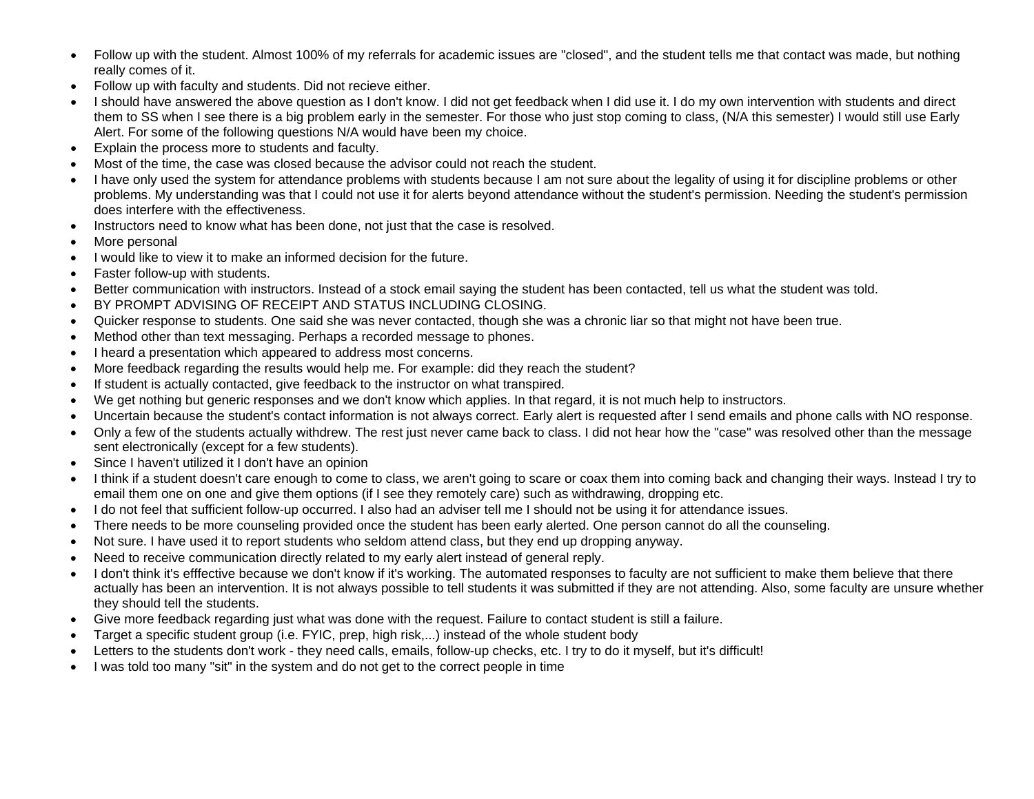- Follow up with the student. Almost 100% of my referrals for academic issues are "closed", and the student tells me that contact was made, but nothing really comes of it.
- Follow up with faculty and students. Did not recieve either.
- I should have answered the above question as I don't know. I did not get feedback when I did use it. I do my own intervention with students and direct them to SS when I see there is a big problem early in the semester. For those who just stop coming to class, (N/A this semester) I would still use Early Alert. For some of the following questions N/A would have been my choice.
- Explain the process more to students and faculty.
- Most of the time, the case was closed because the advisor could not reach the student.
- I have only used the system for attendance problems with students because I am not sure about the legality of using it for discipline problems or other problems. My understanding was that I could not use it for alerts beyond attendance without the student's permission. Needing the student's permission does interfere with the effectiveness.
- Instructors need to know what has been done, not just that the case is resolved.
- More personal
- I would like to view it to make an informed decision for the future.
- Faster follow-up with students.
- Better communication with instructors. Instead of a stock email saying the student has been contacted, tell us what the student was told.
- BY PROMPT ADVISING OF RECEIPT AND STATUS INCLUDING CLOSING.
- Quicker response to students. One said she was never contacted, though she was a chronic liar so that might not have been true.
- Method other than text messaging. Perhaps a recorded message to phones.
- I heard a presentation which appeared to address most concerns.
- More feedback regarding the results would help me. For example: did they reach the student?
- If student is actually contacted, give feedback to the instructor on what transpired.
- We get nothing but generic responses and we don't know which applies. In that regard, it is not much help to instructors.
- Uncertain because the student's contact information is not always correct. Early alert is requested after I send emails and phone calls with NO response.
- Only a few of the students actually withdrew. The rest just never came back to class. I did not hear how the "case" was resolved other than the message sent electronically (except for a few students).
- Since I haven't utilized it I don't have an opinion
- I think if a student doesn't care enough to come to class, we aren't going to scare or coax them into coming back and changing their ways. Instead I try to email them one on one and give them options (if I see they remotely care) such as withdrawing, dropping etc.
- I do not feel that sufficient follow-up occurred. I also had an adviser tell me I should not be using it for attendance issues.
- There needs to be more counseling provided once the student has been early alerted. One person cannot do all the counseling.
- Not sure. I have used it to report students who seldom attend class, but they end up dropping anyway.
- Need to receive communication directly related to my early alert instead of general reply.
- I don't think it's efffective because we don't know if it's working. The automated responses to faculty are not sufficient to make them believe that there actually has been an intervention. It is not always possible to tell students it was submitted if they are not attending. Also, some faculty are unsure whether they should tell the students.
- Give more feedback regarding just what was done with the request. Failure to contact student is still a failure.
- Target a specific student group (i.e. FYIC, prep, high risk,...) instead of the whole student body
- Letters to the students don't work - they need calls, emails, follow-up checks, etc. I try to do it myself, but it's difficult!
- I was told too many "sit" in the system and do not get to the correct people in time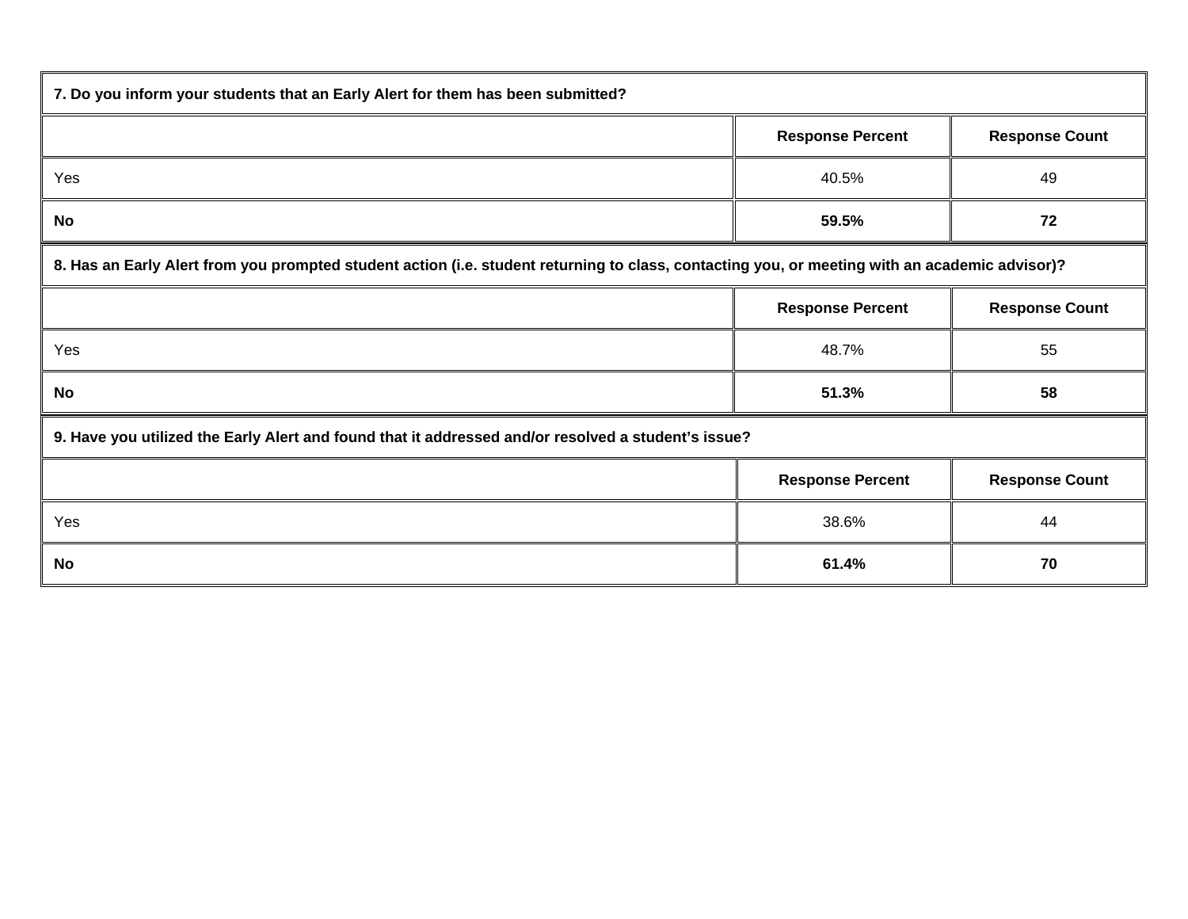| 7. Do you inform your students that an Early Alert for them has been submitted? | | |
|---|---|---|
| | **Response Percent** | **Response Count** |
| Yes | 40.5% | 49 |
| **No** | **59.5%** | **72** |

| 8. Has an Early Alert from you prompted student action (i.e. student returning to class, contacting you, or meeting with an academic advisor)? | | |
|---|---|---|
| | **Response Percent** | **Response Count** |
| Yes | 48.7% | 55 |
| **No** | **51.3%** | **58** |

| 9. Have you utilized the Early Alert and found that it addressed and/or resolved a student's issue? | | |
|---|---|---|
| | **Response Percent** | **Response Count** |
| Yes | 38.6% | 44 |
| **No** | **61.4%** | **70** |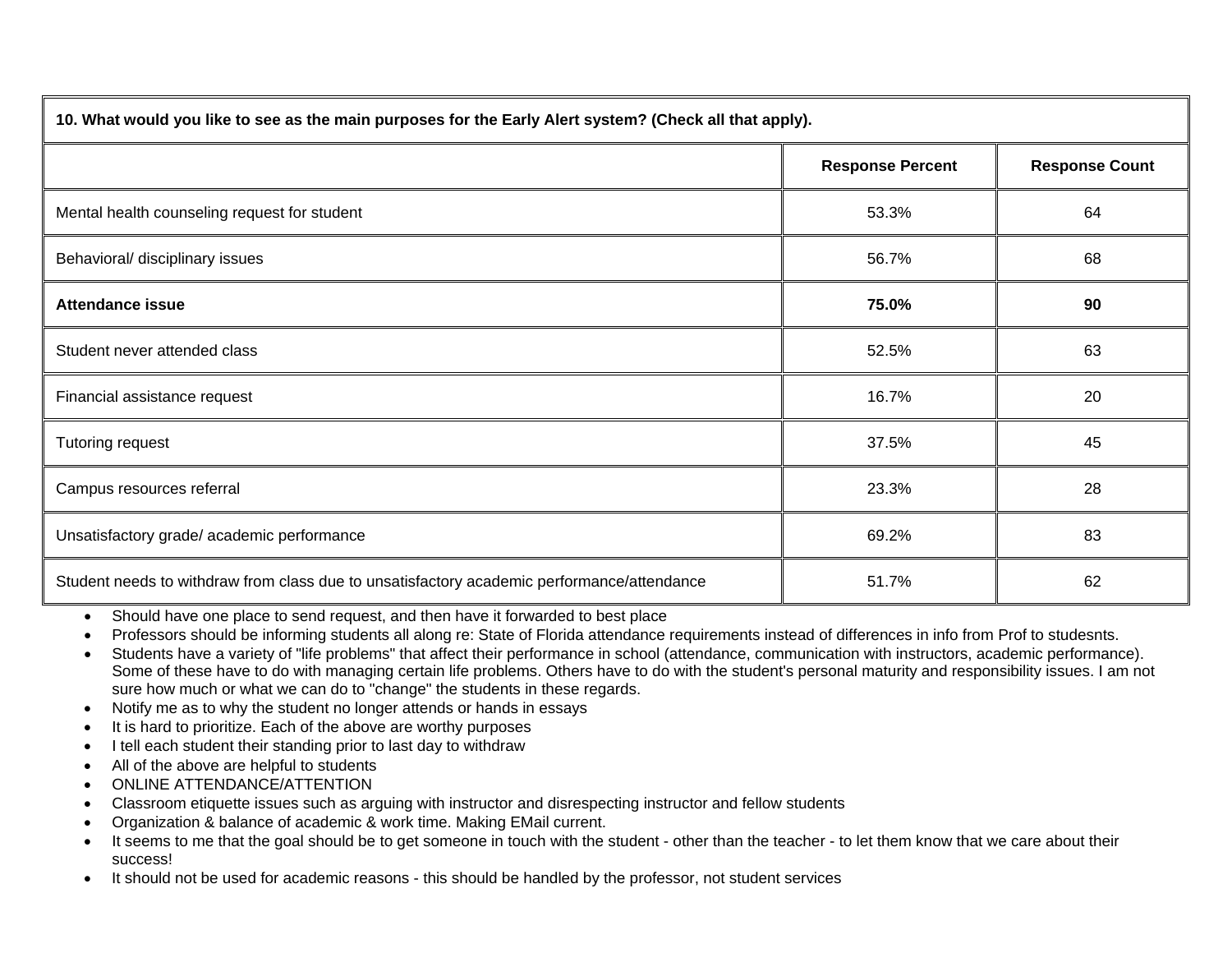| 10. What would you like to see as the main purposes for the Early Alert system? (Check all that apply). | | |
|---|---|---|
| | **Response Percent** | **Response Count** |
| Mental health counseling request for student | 53.3% | 64 |
| Behavioral/ disciplinary issues | 56.7% | 68 |
| **Attendance issue** | **75.0%** | **90** |
| Student never attended class | 52.5% | 63 |
| Financial assistance request | 16.7% | 20 |
| Tutoring request | 37.5% | 45 |
| Campus resources referral | 23.3% | 28 |
| Unsatisfactory grade/ academic performance | 69.2% | 83 |
| Student needs to withdraw from class due to unsatisfactory academic performance/attendance | 51.7% | 62 |

- Should have one place to send request, and then have it forwarded to best place
- Professors should be informing students all along re: State of Florida attendance requirements instead of differences in info from Prof to studesnts.
- Students have a variety of "life problems" that affect their performance in school (attendance, communication with instructors, academic performance). Some of these have to do with managing certain life problems. Others have to do with the student's personal maturity and responsibility issues. I am not sure how much or what we can do to "change" the students in these regards.
- Notify me as to why the student no longer attends or hands in essays
- It is hard to prioritize. Each of the above are worthy purposes
- I tell each student their standing prior to last day to withdraw
- All of the above are helpful to students
- ONLINE ATTENDANCE/ATTENTION
- Classroom etiquette issues such as arguing with instructor and disrespecting instructor and fellow students
- Organization & balance of academic & work time. Making EMail current.
- It seems to me that the goal should be to get someone in touch with the student - other than the teacher - to let them know that we care about their success!
- It should not be used for academic reasons - this should be handled by the professor, not student services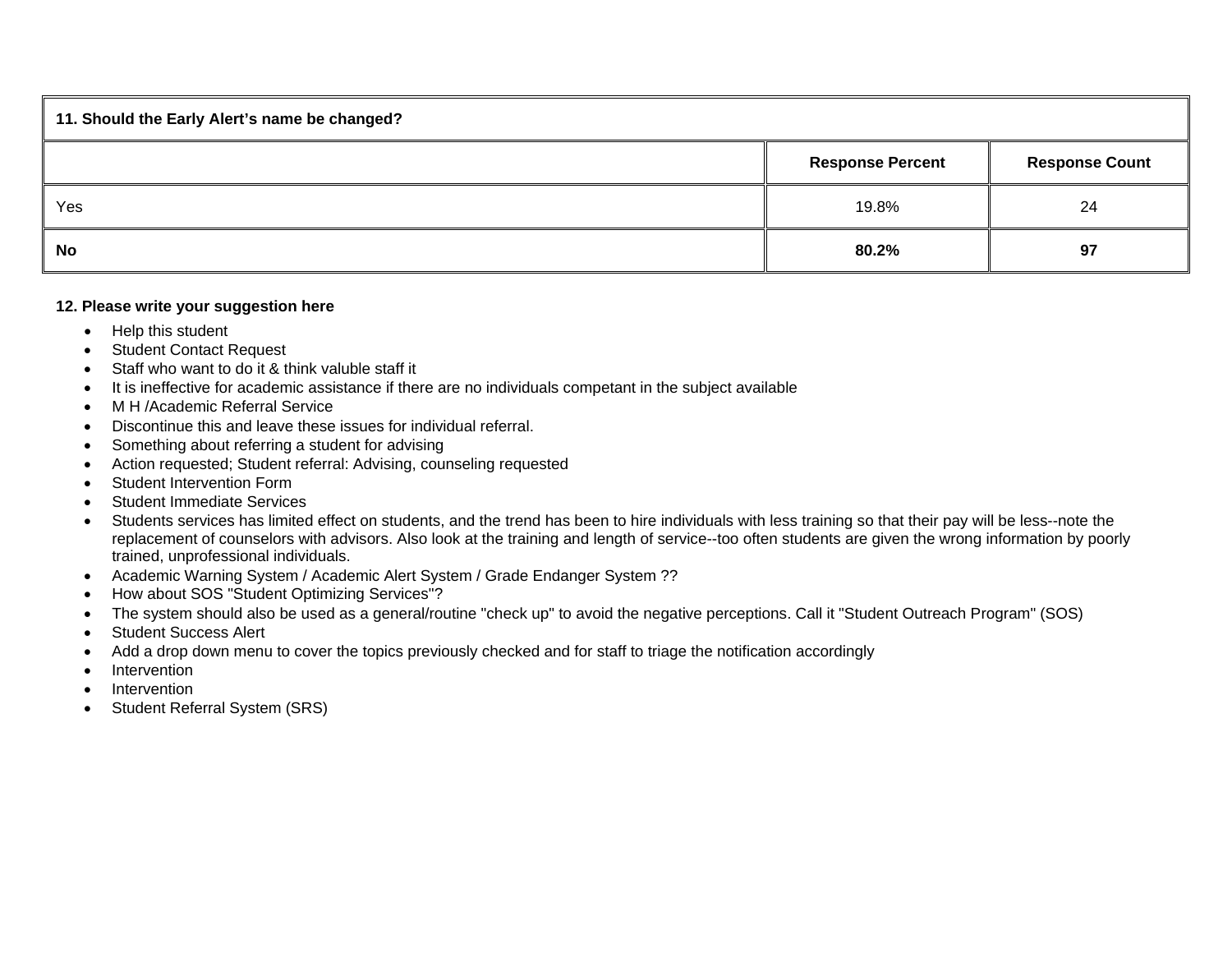| 11. Should the Early Alert's name be changed? | | |
|---|---|---|
| | **Response Percent** | **Response Count** |
| Yes | 19.8% | 24 |
| **No** | **80.2%** | **97** |

**12. Please write your suggestion here**

- Help this student
- Student Contact Request
- Staff who want to do it & think valuble staff it
- It is ineffective for academic assistance if there are no individuals competant in the subject available
- M H /Academic Referral Service
- Discontinue this and leave these issues for individual referral.
- Something about referring a student for advising
- Action requested; Student referral: Advising, counseling requested
- Student Intervention Form
- Student Immediate Services
- Students services has limited effect on students, and the trend has been to hire individuals with less training so that their pay will be less--note the replacement of counselors with advisors. Also look at the training and length of service--too often students are given the wrong information by poorly trained, unprofessional individuals.
- Academic Warning System / Academic Alert System / Grade Endanger System ??
- How about SOS "Student Optimizing Services"?
- The system should also be used as a general/routine "check up" to avoid the negative perceptions. Call it "Student Outreach Program" (SOS)
- Student Success Alert
- Add a drop down menu to cover the topics previously checked and for staff to triage the notification accordingly
- Intervention
- Intervention
- Student Referral System (SRS)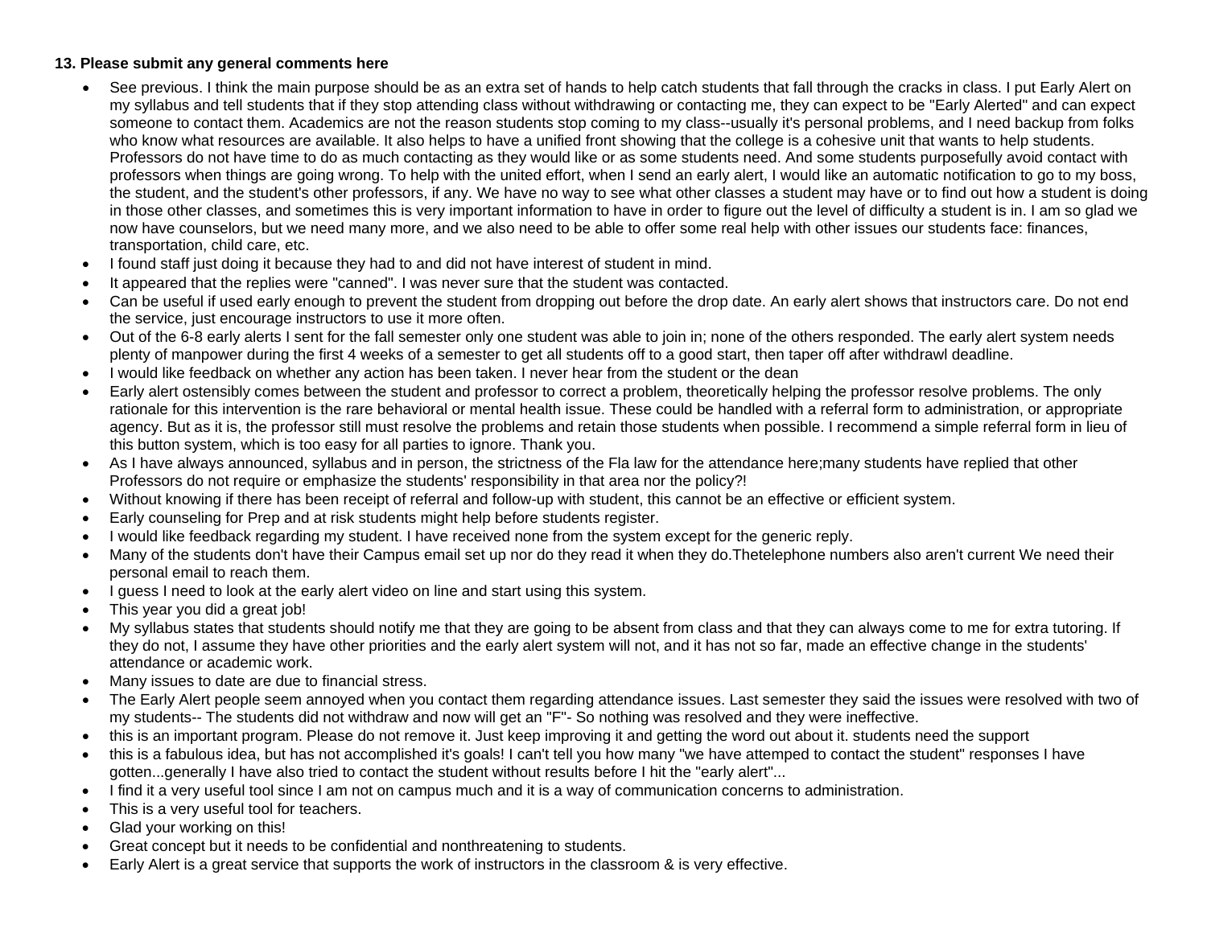**13. Please submit any general comments here**

- See previous. I think the main purpose should be as an extra set of hands to help catch students that fall through the cracks in class. I put Early Alert on my syllabus and tell students that if they stop attending class without withdrawing or contacting me, they can expect to be "Early Alerted" and can expect someone to contact them. Academics are not the reason students stop coming to my class--usually it's personal problems, and I need backup from folks who know what resources are available. It also helps to have a unified front showing that the college is a cohesive unit that wants to help students. Professors do not have time to do as much contacting as they would like or as some students need. And some students purposefully avoid contact with professors when things are going wrong. To help with the united effort, when I send an early alert, I would like an automatic notification to go to my boss, the student, and the student's other professors, if any. We have no way to see what other classes a student may have or to find out how a student is doing in those other classes, and sometimes this is very important information to have in order to figure out the level of difficulty a student is in. I am so glad we now have counselors, but we need many more, and we also need to be able to offer some real help with other issues our students face: finances, transportation, child care, etc.
- I found staff just doing it because they had to and did not have interest of student in mind.
- It appeared that the replies were "canned". I was never sure that the student was contacted.
- Can be useful if used early enough to prevent the student from dropping out before the drop date. An early alert shows that instructors care. Do not end the service, just encourage instructors to use it more often.
- Out of the 6-8 early alerts I sent for the fall semester only one student was able to join in; none of the others responded. The early alert system needs plenty of manpower during the first 4 weeks of a semester to get all students off to a good start, then taper off after withdrawl deadline.
- I would like feedback on whether any action has been taken. I never hear from the student or the dean
- Early alert ostensibly comes between the student and professor to correct a problem, theoretically helping the professor resolve problems. The only rationale for this intervention is the rare behavioral or mental health issue. These could be handled with a referral form to administration, or appropriate agency. But as it is, the professor still must resolve the problems and retain those students when possible. I recommend a simple referral form in lieu of this button system, which is too easy for all parties to ignore. Thank you.
- As I have always announced, syllabus and in person, the strictness of the Fla law for the attendance here;many students have replied that other Professors do not require or emphasize the students' responsibility in that area nor the policy?!
- Without knowing if there has been receipt of referral and follow-up with student, this cannot be an effective or efficient system.
- Early counseling for Prep and at risk students might help before students register.
- I would like feedback regarding my student. I have received none from the system except for the generic reply.
- Many of the students don't have their Campus email set up nor do they read it when they do.Thetelephone numbers also aren't current We need their personal email to reach them.
- I guess I need to look at the early alert video on line and start using this system.
- This year you did a great job!
- My syllabus states that students should notify me that they are going to be absent from class and that they can always come to me for extra tutoring. If they do not, I assume they have other priorities and the early alert system will not, and it has not so far, made an effective change in the students' attendance or academic work.
- Many issues to date are due to financial stress.
- The Early Alert people seem annoyed when you contact them regarding attendance issues. Last semester they said the issues were resolved with two of my students-- The students did not withdraw and now will get an "F"- So nothing was resolved and they were ineffective.
- this is an important program. Please do not remove it. Just keep improving it and getting the word out about it. students need the support
- this is a fabulous idea, but has not accomplished it's goals! I can't tell you how many "we have attemped to contact the student" responses I have gotten...generally I have also tried to contact the student without results before I hit the "early alert"...
- I find it a very useful tool since I am not on campus much and it is a way of communication concerns to administration.
- This is a very useful tool for teachers.
- Glad your working on this!
- Great concept but it needs to be confidential and nonthreatening to students.
- Early Alert is a great service that supports the work of instructors in the classroom & is very effective.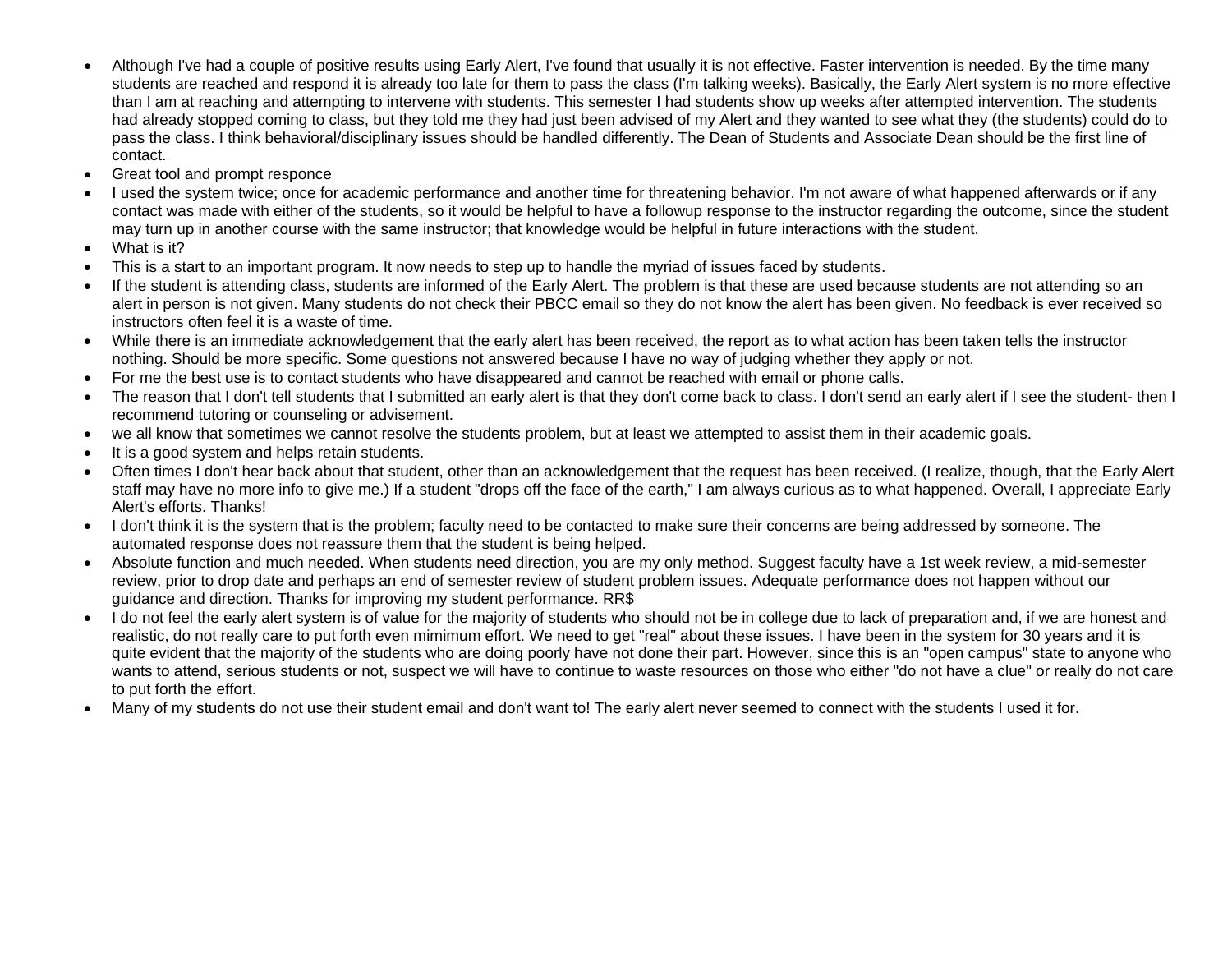- Although I've had a couple of positive results using Early Alert, I've found that usually it is not effective. Faster intervention is needed. By the time many students are reached and respond it is already too late for them to pass the class (I'm talking weeks). Basically, the Early Alert system is no more effective than I am at reaching and attempting to intervene with students. This semester I had students show up weeks after attempted intervention. The students had already stopped coming to class, but they told me they had just been advised of my Alert and they wanted to see what they (the students) could do to pass the class. I think behavioral/disciplinary issues should be handled differently. The Dean of Students and Associate Dean should be the first line of contact.
- Great tool and prompt responce
- I used the system twice; once for academic performance and another time for threatening behavior. I'm not aware of what happened afterwards or if any contact was made with either of the students, so it would be helpful to have a followup response to the instructor regarding the outcome, since the student may turn up in another course with the same instructor; that knowledge would be helpful in future interactions with the student.
- What is it?
- This is a start to an important program. It now needs to step up to handle the myriad of issues faced by students.
- If the student is attending class, students are informed of the Early Alert. The problem is that these are used because students are not attending so an alert in person is not given. Many students do not check their PBCC email so they do not know the alert has been given. No feedback is ever received so instructors often feel it is a waste of time.
- While there is an immediate acknowledgement that the early alert has been received, the report as to what action has been taken tells the instructor nothing. Should be more specific. Some questions not answered because I have no way of judging whether they apply or not.
- For me the best use is to contact students who have disappeared and cannot be reached with email or phone calls.
- The reason that I don't tell students that I submitted an early alert is that they don't come back to class. I don't send an early alert if I see the student- then I recommend tutoring or counseling or advisement.
- we all know that sometimes we cannot resolve the students problem, but at least we attempted to assist them in their academic goals.
- It is a good system and helps retain students.
- Often times I don't hear back about that student, other than an acknowledgement that the request has been received. (I realize, though, that the Early Alert staff may have no more info to give me.) If a student "drops off the face of the earth," I am always curious as to what happened. Overall, I appreciate Early Alert's efforts. Thanks!
- I don't think it is the system that is the problem; faculty need to be contacted to make sure their concerns are being addressed by someone. The automated response does not reassure them that the student is being helped.
- Absolute function and much needed. When students need direction, you are my only method. Suggest faculty have a 1st week review, a mid-semester review, prior to drop date and perhaps an end of semester review of student problem issues. Adequate performance does not happen without our guidance and direction. Thanks for improving my student performance. RR$
- I do not feel the early alert system is of value for the majority of students who should not be in college due to lack of preparation and, if we are honest and realistic, do not really care to put forth even mimimum effort. We need to get "real" about these issues. I have been in the system for 30 years and it is quite evident that the majority of the students who are doing poorly have not done their part. However, since this is an "open campus" state to anyone who wants to attend, serious students or not, suspect we will have to continue to waste resources on those who either "do not have a clue" or really do not care to put forth the effort.
- Many of my students do not use their student email and don't want to! The early alert never seemed to connect with the students I used it for.